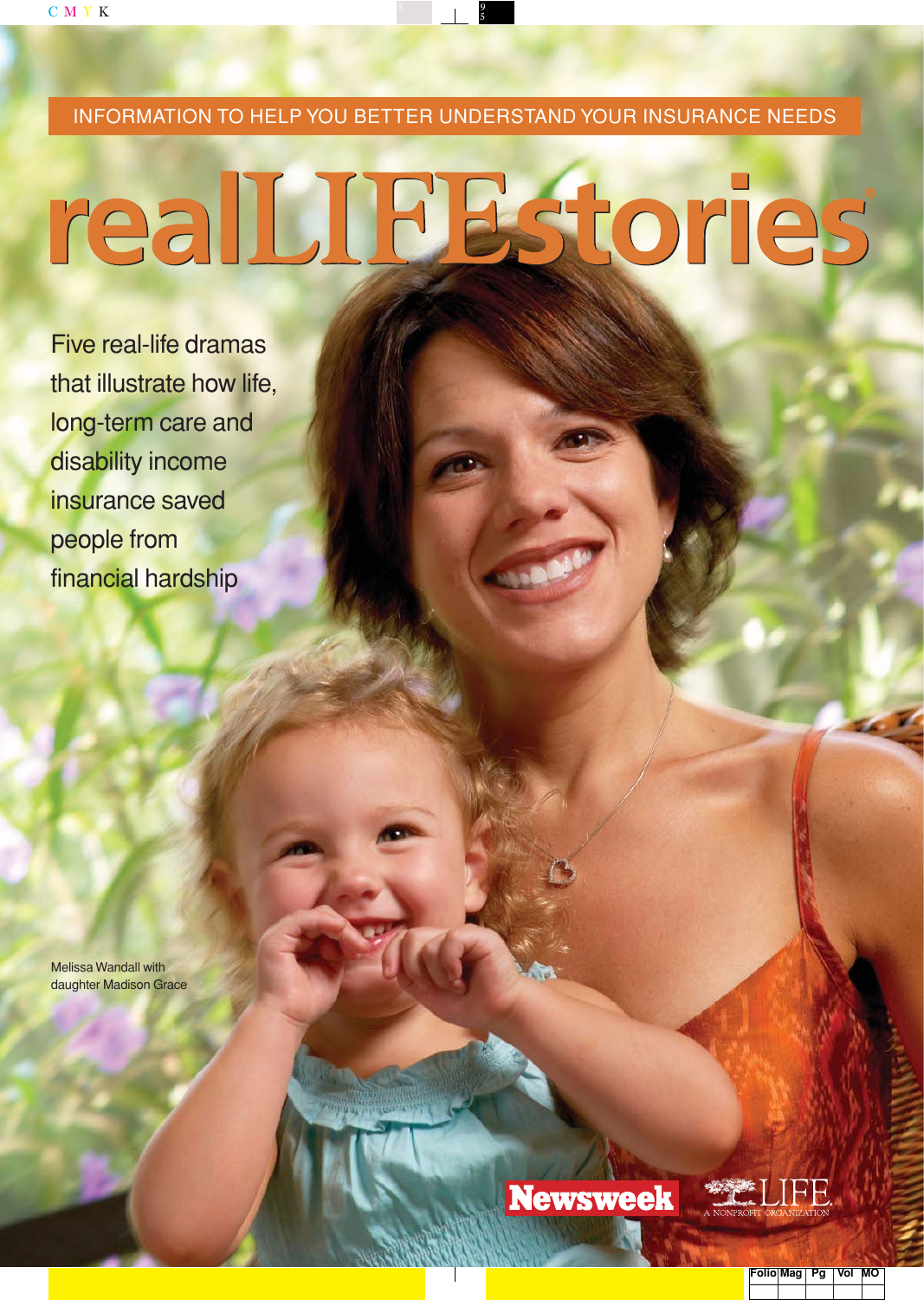INFORMATION TO HELP YOU BETTER UNDERSTAND YOUR INSURANCE NEEDS

# realLIFEstories

Five real-life dramas that illustrate how life, long-term care and disability income insurance saved people from financial hardship

Melissa Wandall with daughter Madison Grace

Newsweek

LIFE
A NONPROFIT ORGANIZATION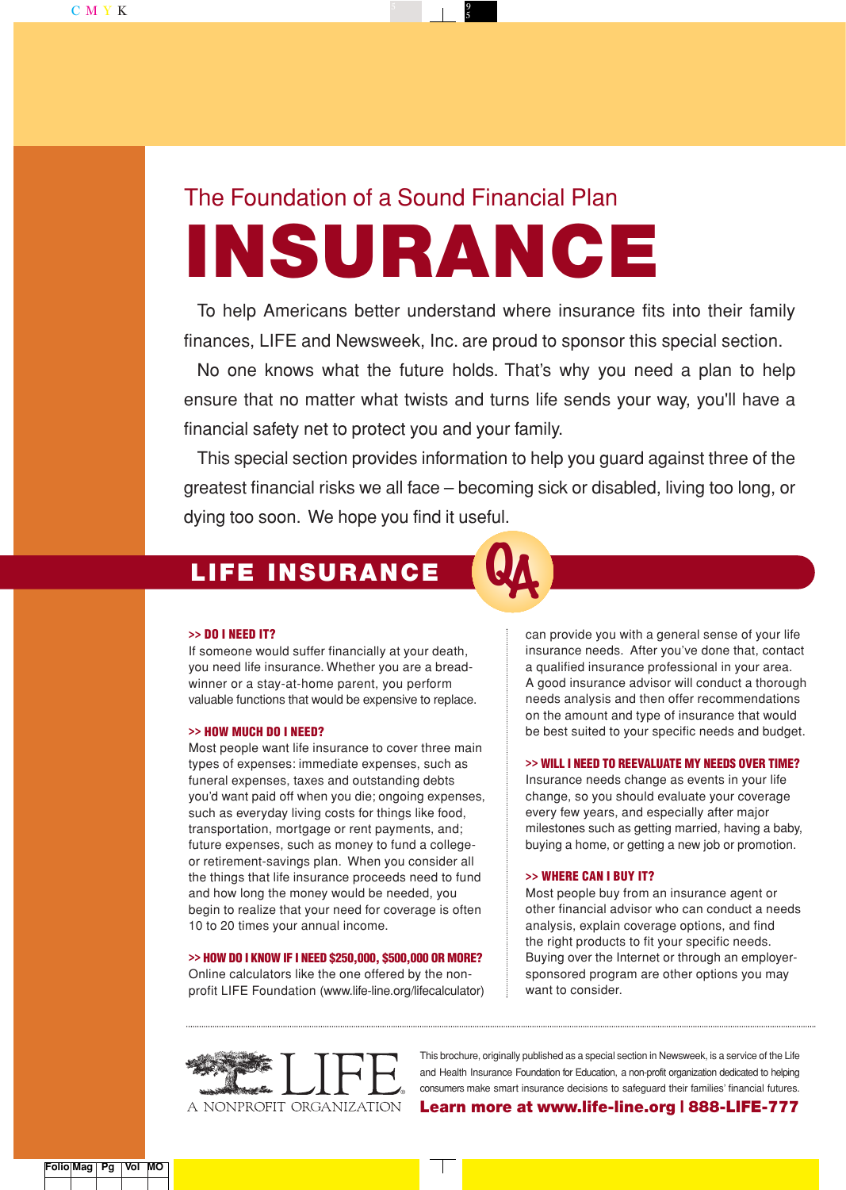The Foundation of a Sound Financial Plan

# INSURANCE

To help Americans better understand where insurance fits into their family finances, LIFE and Newsweek, Inc. are proud to sponsor this special section.

No one knows what the future holds. That's why you need a plan to help ensure that no matter what twists and turns life sends your way, you'll have a financial safety net to protect you and your family.

This special section provides information to help you guard against three of the greatest financial risks we all face – becoming sick or disabled, living too long, or dying too soon. We hope you find it useful.

## LIFE INSURANCE Q&A

### >> DO I NEED IT?

If someone would suffer financially at your death, you need life insurance. Whether you are a bread-winner or a stay-at-home parent, you perform valuable functions that would be expensive to replace.

### >> HOW MUCH DO I NEED?

Most people want life insurance to cover three main types of expenses: immediate expenses, such as funeral expenses, taxes and outstanding debts you'd want paid off when you die; ongoing expenses, such as everyday living costs for things like food, transportation, mortgage or rent payments, and; future expenses, such as money to fund a college- or retirement-savings plan. When you consider all the things that life insurance proceeds need to fund and how long the money would be needed, you begin to realize that your need for coverage is often 10 to 20 times your annual income.

### >> HOW DO I KNOW IF I NEED $250,000, $500,000 OR MORE?

Online calculators like the one offered by the non-profit LIFE Foundation (www.life-line.org/lifecalculator) can provide you with a general sense of your life insurance needs. After you've done that, contact a qualified insurance professional in your area. A good insurance advisor will conduct a thorough needs analysis and then offer recommendations on the amount and type of insurance that would be best suited to your specific needs and budget.

### >> WILL I NEED TO REEVALUATE MY NEEDS OVER TIME?

Insurance needs change as events in your life change, so you should evaluate your coverage every few years, and especially after major milestones such as getting married, having a baby, buying a home, or getting a new job or promotion.

### >> WHERE CAN I BUY IT?

Most people buy from an insurance agent or other financial advisor who can conduct a needs analysis, explain coverage options, and find the right products to fit your specific needs. Buying over the Internet or through an employer-sponsored program are other options you may want to consider.

---

LIFE
A NONPROFIT ORGANIZATION

This brochure, originally published as a special section in Newsweek, is a service of the Life and Health Insurance Foundation for Education, a non-profit organization dedicated to helping consumers make smart insurance decisions to safeguard their families' financial futures.

**Learn more at www.life-line.org | 888-LIFE-777**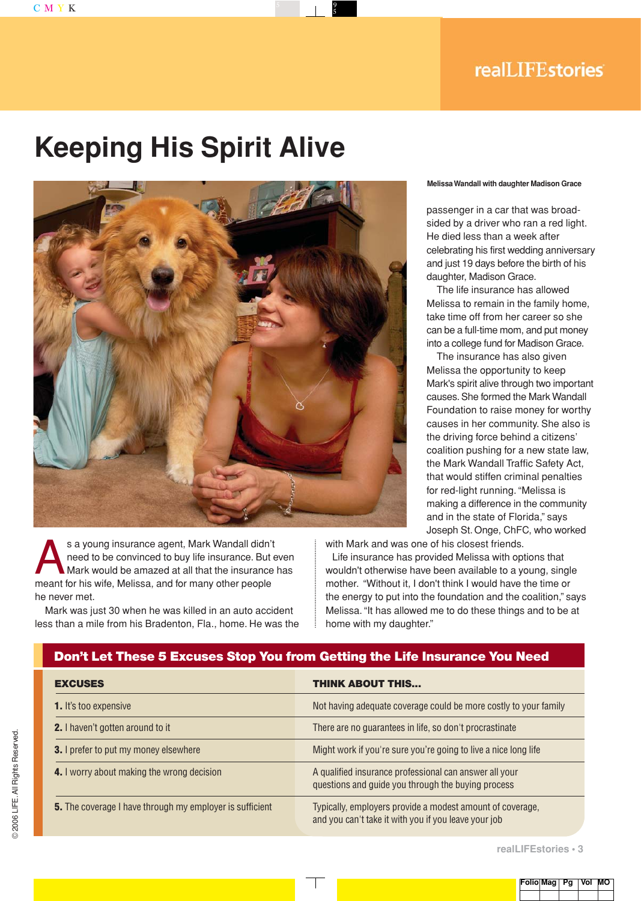realLIFEstories

# Keeping His Spirit Alive

Melissa Wandall with daughter Madison Grace

As a young insurance agent, Mark Wandall didn't need to be convinced to buy life insurance. But even Mark would be amazed at all that the insurance has meant for his wife, Melissa, and for many other people he never met.

Mark was just 30 when he was killed in an auto accident less than a mile from his Bradenton, Fla., home. He was the passenger in a car that was broadsided by a driver who ran a red light. He died less than a week after celebrating his first wedding anniversary and just 19 days before the birth of his daughter, Madison Grace.

The life insurance has allowed Melissa to remain in the family home, take time off from her career so she can be a full-time mom, and put money into a college fund for Madison Grace.

The insurance has also given Melissa the opportunity to keep Mark's spirit alive through two important causes. She formed the Mark Wandall Foundation to raise money for worthy causes in her community. She also is the driving force behind a citizens' coalition pushing for a new state law, the Mark Wandall Traffic Safety Act, that would stiffen criminal penalties for red-light running. "Melissa is making a difference in the community and in the state of Florida," says Joseph St. Onge, ChFC, who worked with Mark and was one of his closest friends.

Life insurance has provided Melissa with options that wouldn't otherwise have been available to a young, single mother. "Without it, I don't think I would have the time or the energy to put into the foundation and the coalition," says Melissa. "It has allowed me to do these things and to be at home with my daughter."

## Don't Let These 5 Excuses Stop You from Getting the Life Insurance You Need

| EXCUSES | THINK ABOUT THIS... |
|---|---|
| **1.** It's too expensive | Not having adequate coverage could be more costly to your family |
| **2.** I haven't gotten around to it | There are no guarantees in life, so don't procrastinate |
| **3.** I prefer to put my money elsewhere | Might work if you're sure you're going to live a nice long life |
| **4.** I worry about making the wrong decision | A qualified insurance professional can answer all your questions and guide you through the buying process |
| **5.** The coverage I have through my employer is sufficient | Typically, employers provide a modest amount of coverage, and you can't take it with you if you leave your job |

© 2006 LIFE. All Rights Reserved.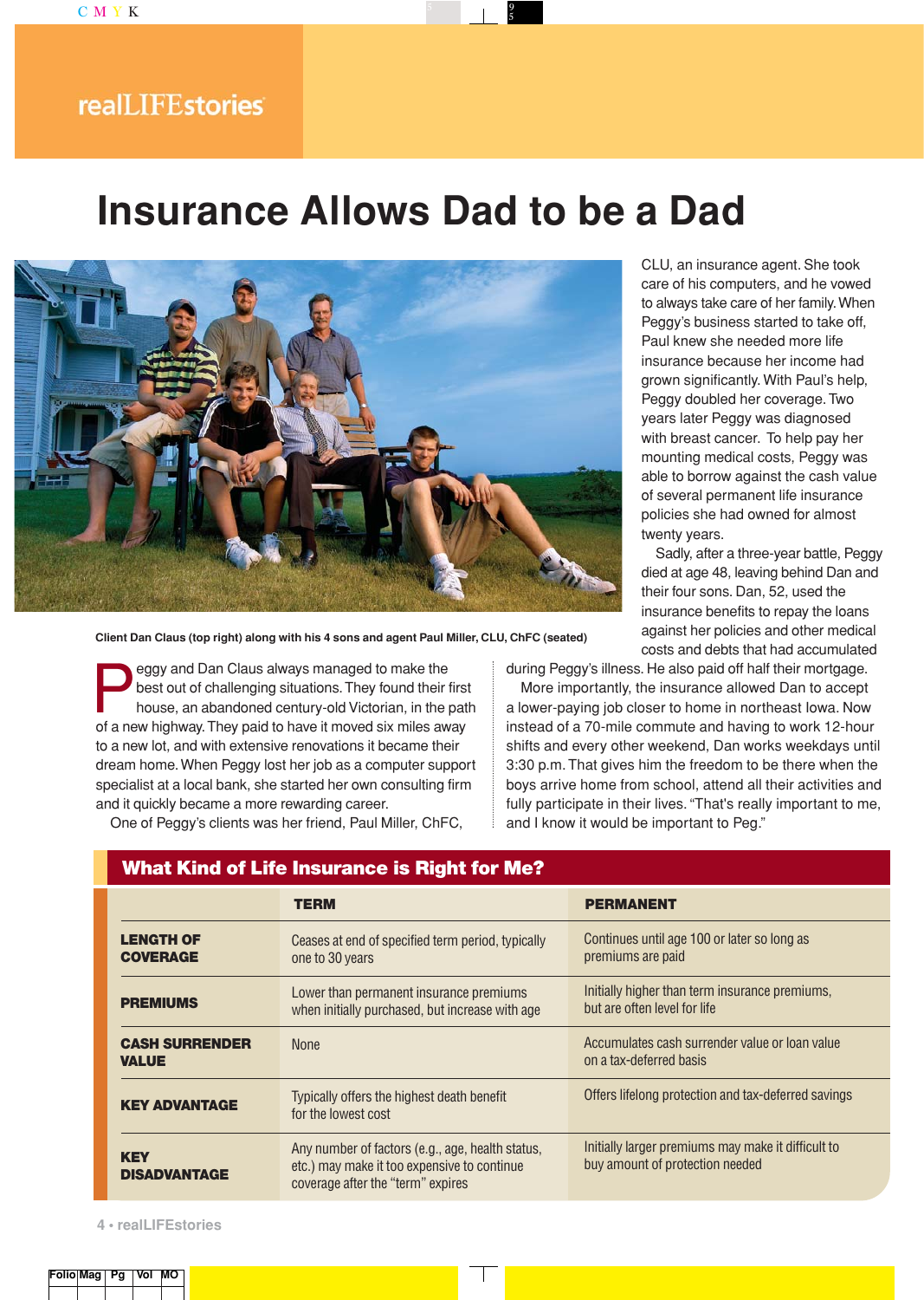realLIFEstories

# Insurance Allows Dad to be a Dad

Client Dan Claus (top right) along with his 4 sons and agent Paul Miller, CLU, ChFC (seated)

Peggy and Dan Claus always managed to make the best out of challenging situations. They found their first house, an abandoned century-old Victorian, in the path of a new highway. They paid to have it moved six miles away to a new lot, and with extensive renovations it became their dream home. When Peggy lost her job as a computer support specialist at a local bank, she started her own consulting firm and it quickly became a more rewarding career.

One of Peggy's clients was her friend, Paul Miller, ChFC, CLU, an insurance agent. She took care of his computers, and he vowed to always take care of her family. When Peggy's business started to take off, Paul knew she needed more life insurance because her income had grown significantly. With Paul's help, Peggy doubled her coverage. Two years later Peggy was diagnosed with breast cancer. To help pay her mounting medical costs, Peggy was able to borrow against the cash value of several permanent life insurance policies she had owned for almost twenty years.

Sadly, after a three-year battle, Peggy died at age 48, leaving behind Dan and their four sons. Dan, 52, used the insurance benefits to repay the loans against her policies and other medical costs and debts that had accumulated during Peggy's illness. He also paid off half their mortgage.

More importantly, the insurance allowed Dan to accept a lower-paying job closer to home in northeast Iowa. Now instead of a 70-mile commute and having to work 12-hour shifts and every other weekend, Dan works weekdays until 3:30 p.m. That gives him the freedom to be there when the boys arrive home from school, attend all their activities and fully participate in their lives. "That's really important to me, and I know it would be important to Peg."

## What Kind of Life Insurance is Right for Me?

| | TERM | PERMANENT |
|---|---|---|
| **LENGTH OF COVERAGE** | Ceases at end of specified term period, typically one to 30 years | Continues until age 100 or later so long as premiums are paid |
| **PREMIUMS** | Lower than permanent insurance premiums when initially purchased, but increase with age | Initially higher than term insurance premiums, but are often level for life |
| **CASH SURRENDER VALUE** | None | Accumulates cash surrender value or loan value on a tax-deferred basis |
| **KEY ADVANTAGE** | Typically offers the highest death benefit for the lowest cost | Offers lifelong protection and tax-deferred savings |
| **KEY DISADVANTAGE** | Any number of factors (e.g., age, health status, etc.) may make it too expensive to continue coverage after the "term" expires | Initially larger premiums may make it difficult to buy amount of protection needed |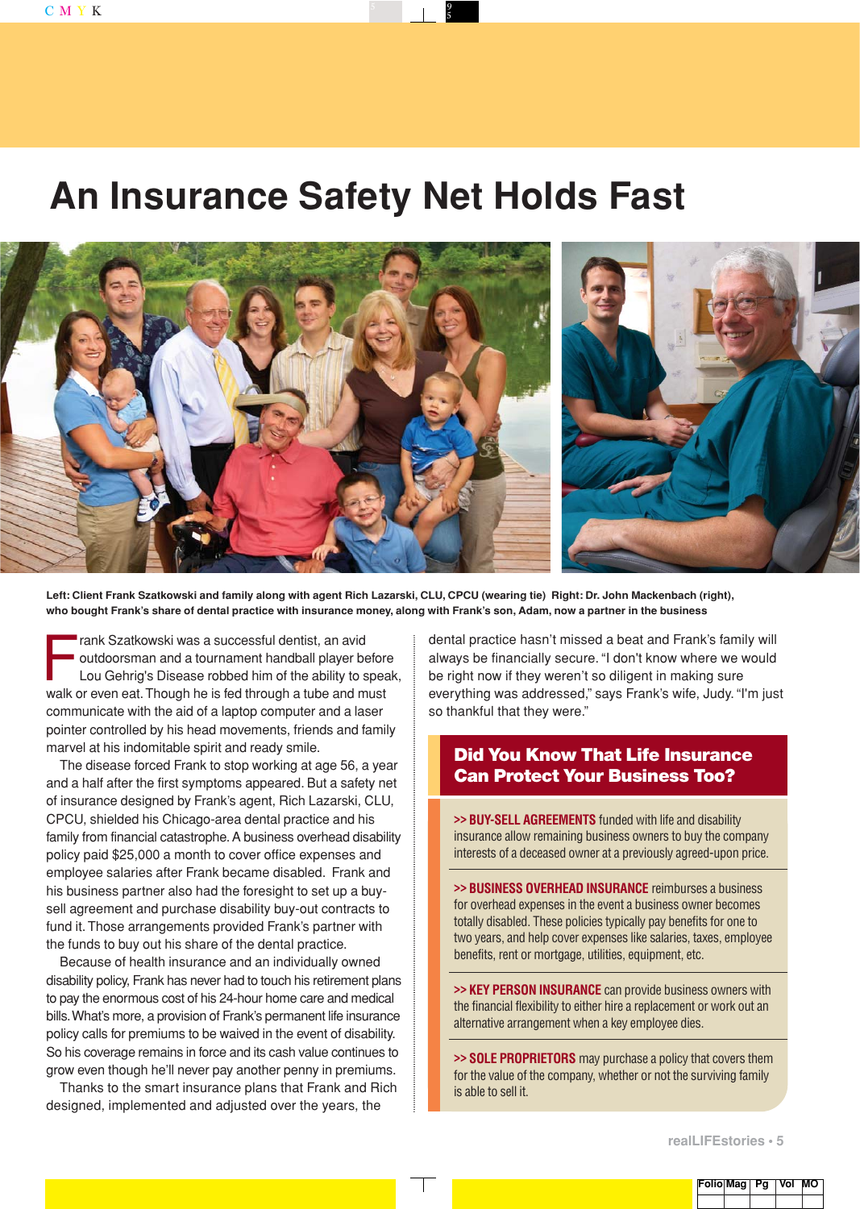# An Insurance Safety Net Holds Fast

Left: Client Frank Szatkowski and family along with agent Rich Lazarski, CLU, CPCU (wearing tie) Right: Dr. John Mackenbach (right), who bought Frank's share of dental practice with insurance money, along with Frank's son, Adam, now a partner in the business

Frank Szatkowski was a successful dentist, an avid outdoorsman and a tournament handball player before Lou Gehrig's Disease robbed him of the ability to speak, walk or even eat. Though he is fed through a tube and must communicate with the aid of a laptop computer and a laser pointer controlled by his head movements, friends and family marvel at his indomitable spirit and ready smile.

The disease forced Frank to stop working at age 56, a year and a half after the first symptoms appeared. But a safety net of insurance designed by Frank's agent, Rich Lazarski, CLU, CPCU, shielded his Chicago-area dental practice and his family from financial catastrophe. A business overhead disability policy paid $25,000 a month to cover office expenses and employee salaries after Frank became disabled. Frank and his business partner also had the foresight to set up a buy-sell agreement and purchase disability buy-out contracts to fund it. Those arrangements provided Frank's partner with the funds to buy out his share of the dental practice.

Because of health insurance and an individually owned disability policy, Frank has never had to touch his retirement plans to pay the enormous cost of his 24-hour home care and medical bills. What's more, a provision of Frank's permanent life insurance policy calls for premiums to be waived in the event of disability. So his coverage remains in force and its cash value continues to grow even though he'll never pay another penny in premiums.

Thanks to the smart insurance plans that Frank and Rich designed, implemented and adjusted over the years, the dental practice hasn't missed a beat and Frank's family will always be financially secure. "I don't know where we would be right now if they weren't so diligent in making sure everything was addressed," says Frank's wife, Judy. "I'm just so thankful that they were."

## Did You Know That Life Insurance Can Protect Your Business Too?

**>> BUY-SELL AGREEMENTS** funded with life and disability insurance allow remaining business owners to buy the company interests of a deceased owner at a previously agreed-upon price.

**>> BUSINESS OVERHEAD INSURANCE** reimburses a business for overhead expenses in the event a business owner becomes totally disabled. These policies typically pay benefits for one to two years, and help cover expenses like salaries, taxes, employee benefits, rent or mortgage, utilities, equipment, etc.

**>> KEY PERSON INSURANCE** can provide business owners with the financial flexibility to either hire a replacement or work out an alternative arrangement when a key employee dies.

**>> SOLE PROPRIETORS** may purchase a policy that covers them for the value of the company, whether or not the surviving family is able to sell it.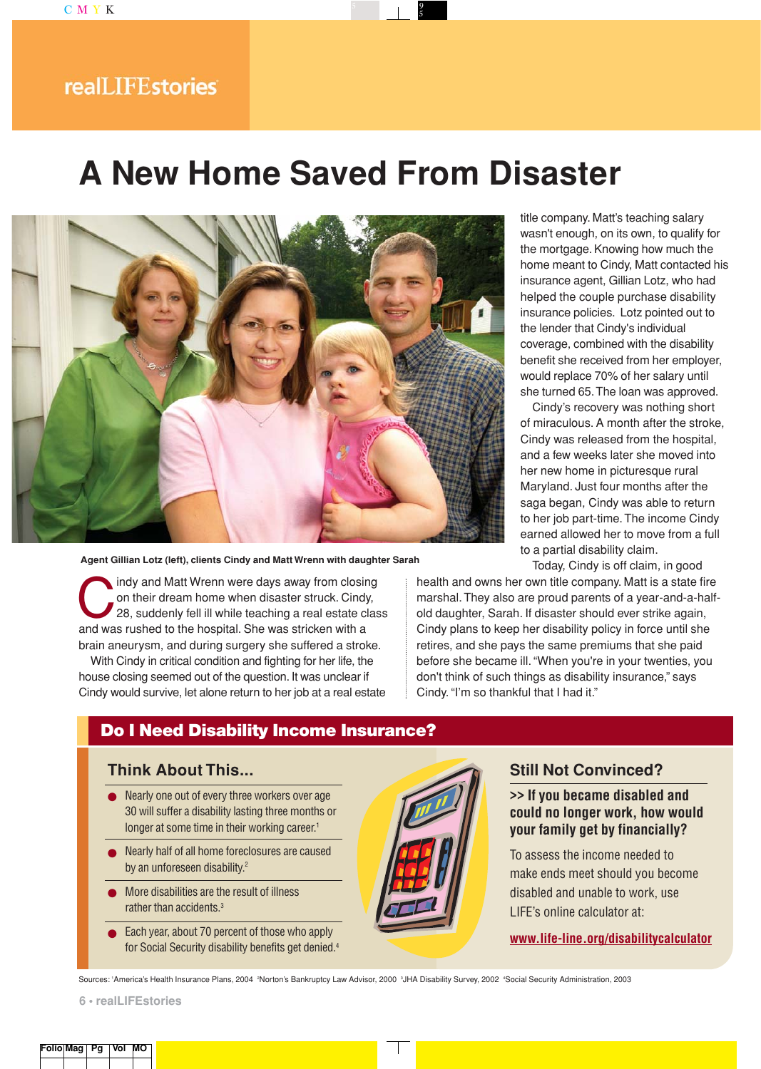realLIFEstories

# A New Home Saved From Disaster

Agent Gillian Lotz (left), clients Cindy and Matt Wrenn with daughter Sarah

Cindy and Matt Wrenn were days away from closing on their dream home when disaster struck. Cindy, 28, suddenly fell ill while teaching a real estate class and was rushed to the hospital. She was stricken with a brain aneurysm, and during surgery she suffered a stroke.

With Cindy in critical condition and fighting for her life, the house closing seemed out of the question. It was unclear if Cindy would survive, let alone return to her job at a real estate title company. Matt's teaching salary wasn't enough, on its own, to qualify for the mortgage. Knowing how much the home meant to Cindy, Matt contacted his insurance agent, Gillian Lotz, who had helped the couple purchase disability insurance policies. Lotz pointed out to the lender that Cindy's individual coverage, combined with the disability benefit she received from her employer, would replace 70% of her salary until she turned 65. The loan was approved.

Cindy's recovery was nothing short of miraculous. A month after the stroke, Cindy was released from the hospital, and a few weeks later she moved into her new home in picturesque rural Maryland. Just four months after the saga began, Cindy was able to return to her job part-time. The income Cindy earned allowed her to move from a full to a partial disability claim.

Today, Cindy is off claim, in good health and owns her own title company. Matt is a state fire marshal. They also are proud parents of a year-and-a-half-old daughter, Sarah. If disaster should ever strike again, Cindy plans to keep her disability policy in force until she retires, and she pays the same premiums that she paid before she became ill. "When you're in your twenties, you don't think of such things as disability insurance," says Cindy. "I'm so thankful that I had it."

## Do I Need Disability Income Insurance?

### Think About This...

- Nearly one out of every three workers over age 30 will suffer a disability lasting three months or longer at some time in their working career.[1]
- Nearly half of all home foreclosures are caused by an unforeseen disability.[2]
- More disabilities are the result of illness rather than accidents.[3]
- Each year, about 70 percent of those who apply for Social Security disability benefits get denied.[4]

### Still Not Convinced?

**>> If you became disabled and could no longer work, how would your family get by financially?**

To assess the income needed to make ends meet should you become disabled and unable to work, use LIFE's online calculator at:

**www.life-line.org/disabilitycalculator**

Sources: [1]America's Health Insurance Plans, 2004 [2]Norton's Bankruptcy Law Advisor, 2000 [3]JHA Disability Survey, 2002 [4]Social Security Administration, 2003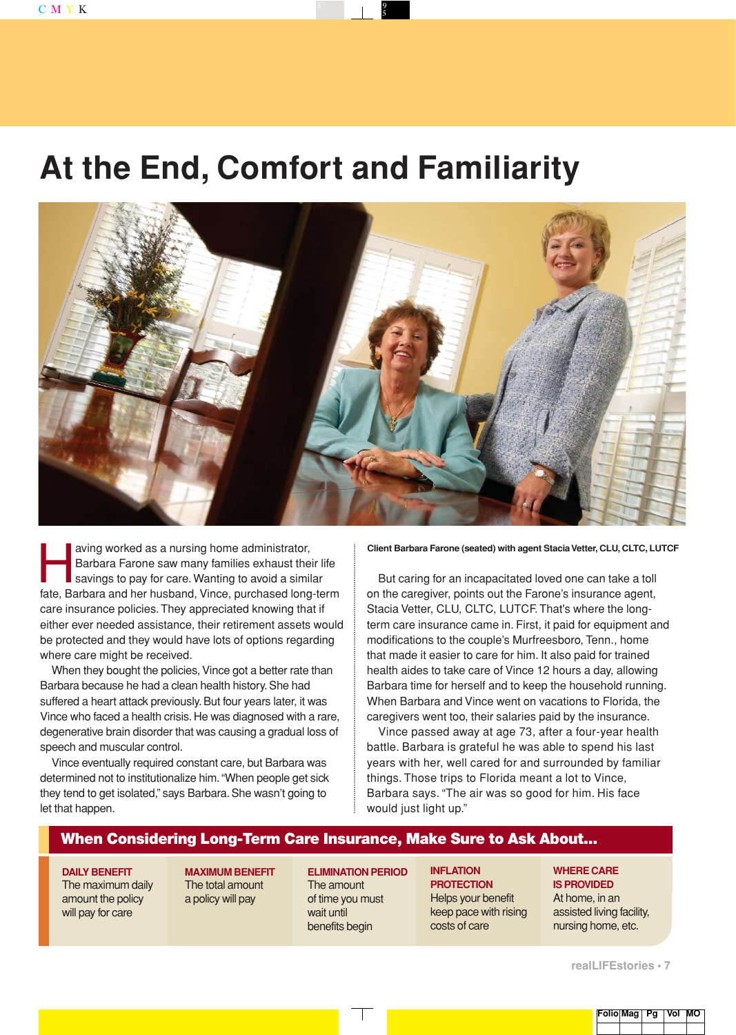# At the End, Comfort and Familiarity

Client Barbara Farone (seated) with agent Stacia Vetter, CLU, CLTC, LUTCF

Having worked as a nursing home administrator, Barbara Farone saw many families exhaust their life savings to pay for care. Wanting to avoid a similar fate, Barbara and her husband, Vince, purchased long-term care insurance policies. They appreciated knowing that if either ever needed assistance, their retirement assets would be protected and they would have lots of options regarding where care might be received.

When they bought the policies, Vince got a better rate than Barbara because he had a clean health history. She had suffered a heart attack previously. But four years later, it was Vince who faced a health crisis. He was diagnosed with a rare, degenerative brain disorder that was causing a gradual loss of speech and muscular control.

Vince eventually required constant care, but Barbara was determined not to institutionalize him. "When people get sick they tend to get isolated," says Barbara. She wasn't going to let that happen.

But caring for an incapacitated loved one can take a toll on the caregiver, points out the Farone's insurance agent, Stacia Vetter, CLU, CLTC, LUTCF. That's where the long-term care insurance came in. First, it paid for equipment and modifications to the couple's Murfreesboro, Tenn., home that made it easier to care for him. It also paid for trained health aides to take care of Vince 12 hours a day, allowing Barbara time for herself and to keep the household running. When Barbara and Vince went on vacations to Florida, the caregivers went too, their salaries paid by the insurance.

Vince passed away at age 73, after a four-year health battle. Barbara is grateful he was able to spend his last years with her, well cared for and surrounded by familiar things. Those trips to Florida meant a lot to Vince, Barbara says. "The air was so good for him. His face would just light up."

## When Considering Long-Term Care Insurance, Make Sure to Ask About...

**DAILY BENEFIT**
The maximum daily amount the policy will pay for care

**MAXIMUM BENEFIT**
The total amount a policy will pay

**ELIMINATION PERIOD**
The amount of time you must wait until benefits begin

**INFLATION PROTECTION**
Helps your benefit keep pace with rising costs of care

**WHERE CARE IS PROVIDED**
At home, in an assisted living facility, nursing home, etc.